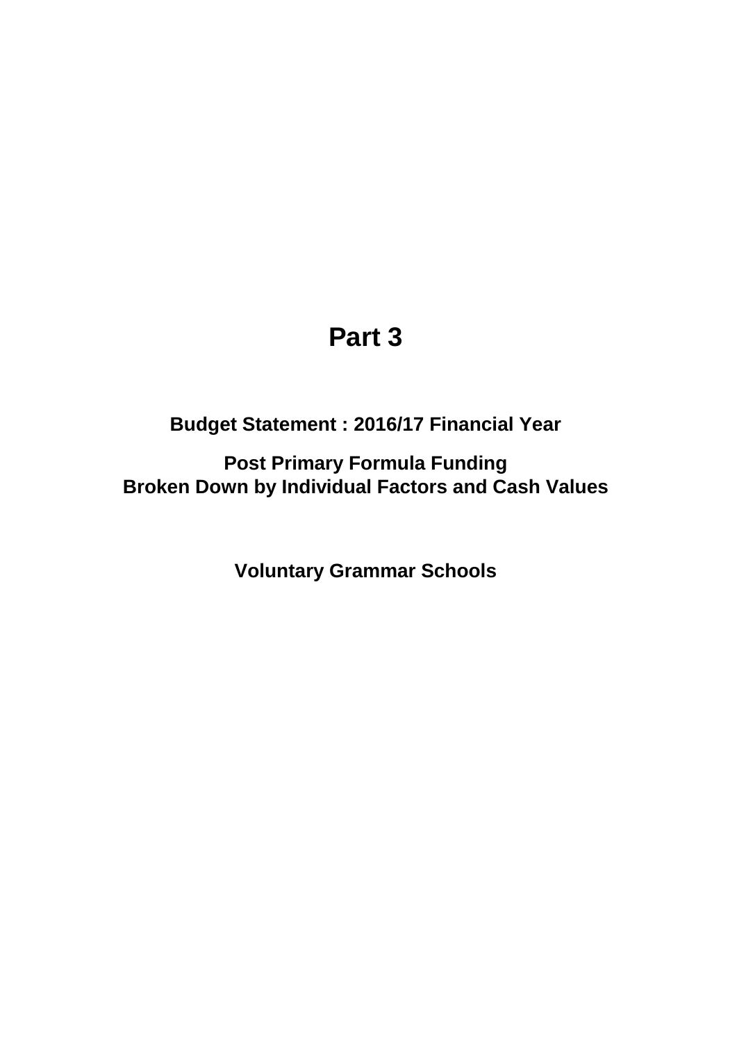# Part 3

## Budget Statement : 2016/17 Financial Year

## Post Primary Formula Funding
## Broken Down by Individual Factors and Cash Values

## Voluntary Grammar Schools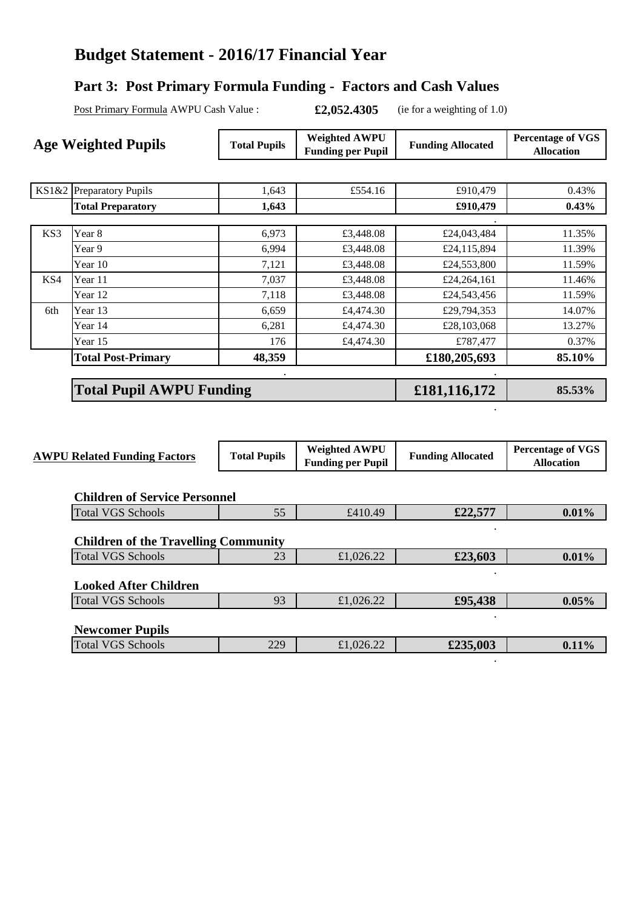# Budget Statement - 2016/17 Financial Year

## Part 3: Post Primary Formula Funding - Factors and Cash Values

Post Primary Formula AWPU Cash Value : **£2,052.4305** (ie for a weighting of 1.0)

| **Age Weighted Pupils** | | **Total Pupils** | **Weighted AWPU Funding per Pupil** | **Funding Allocated** | **Percentage of VGS Allocation** |
|---|---|---|---|---|---|
| KS1&2 | Preparatory Pupils | 1,643 | £554.16 | £910,479 | 0.43% |
| | **Total Preparatory** | **1,643** | | **£910,479** | **0.43%** |
| KS3 | Year 8 | 6,973 | £3,448.08 | £24,043,484 | 11.35% |
| | Year 9 | 6,994 | £3,448.08 | £24,115,894 | 11.39% |
| | Year 10 | 7,121 | £3,448.08 | £24,553,800 | 11.59% |
| KS4 | Year 11 | 7,037 | £3,448.08 | £24,264,161 | 11.46% |
| | Year 12 | 7,118 | £3,448.08 | £24,543,456 | 11.59% |
| 6th | Year 13 | 6,659 | £4,474.30 | £29,794,353 | 14.07% |
| | Year 14 | 6,281 | £4,474.30 | £28,103,068 | 13.27% |
| | Year 15 | 176 | £4,474.30 | £787,477 | 0.37% |
| | **Total Post-Primary** | **48,359** | | **£180,205,693** | **85.10%** |
| | **Total Pupil AWPU Funding** | | | **£181,116,172** | **85.53%** |

| **AWPU Related Funding Factors** | **Total Pupils** | **Weighted AWPU Funding per Pupil** | **Funding Allocated** | **Percentage of VGS Allocation** |
|---|---|---|---|---|
| **Children of Service Personnel** | | | | |
| Total VGS Schools | 55 | £410.49 | **£22,577** | **0.01%** |
| **Children of the Travelling Community** | | | | |
| Total VGS Schools | 23 | £1,026.22 | **£23,603** | **0.01%** |
| **Looked After Children** | | | | |
| Total VGS Schools | 93 | £1,026.22 | **£95,438** | **0.05%** |
| **Newcomer Pupils** | | | | |
| Total VGS Schools | 229 | £1,026.22 | **£235,003** | **0.11%** |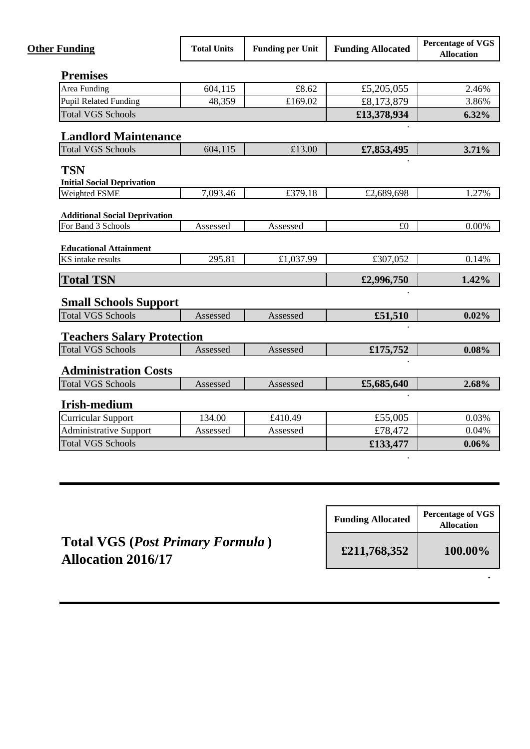**Other Funding**

| | Total Units | Funding per Unit | Funding Allocated | Percentage of VGS Allocation |
|---|---|---|---|---|
| **Premises** | | | | |
| Area Funding | 604,115 | £8.62 | £5,205,055 | 2.46% |
| Pupil Related Funding | 48,359 | £169.02 | £8,173,879 | 3.86% |
| Total VGS Schools | | | **£13,378,934** | **6.32%** |
| **Landlord Maintenance** | | | | |
| Total VGS Schools | 604,115 | £13.00 | **£7,853,495** | **3.71%** |
| **TSN** | | | | |
| **Initial Social Deprivation** | | | | |
| Weighted FSME | 7,093.46 | £379.18 | £2,689,698 | 1.27% |
| **Additional Social Deprivation** | | | | |
| For Band 3 Schools | Assessed | Assessed | £0 | 0.00% |
| **Educational Attainment** | | | | |
| KS intake results | 295.81 | £1,037.99 | £307,052 | 0.14% |
| **Total TSN** | | | **£2,996,750** | **1.42%** |
| **Small Schools Support** | | | | |
| Total VGS Schools | Assessed | Assessed | **£51,510** | **0.02%** |
| **Teachers Salary Protection** | | | | |
| Total VGS Schools | Assessed | Assessed | **£175,752** | **0.08%** |
| **Administration Costs** | | | | |
| Total VGS Schools | Assessed | Assessed | **£5,685,640** | **2.68%** |
| **Irish-medium** | | | | |
| Curricular Support | 134.00 | £410.49 | £55,005 | 0.03% |
| Administrative Support | Assessed | Assessed | £78,472 | 0.04% |
| Total VGS Schools | | | **£133,477** | **0.06%** |

| | Funding Allocated | Percentage of VGS Allocation |
|---|---|---|
| **Total VGS (*Post Primary Formula*) Allocation 2016/17** | **£211,768,352** | **100.00%** |